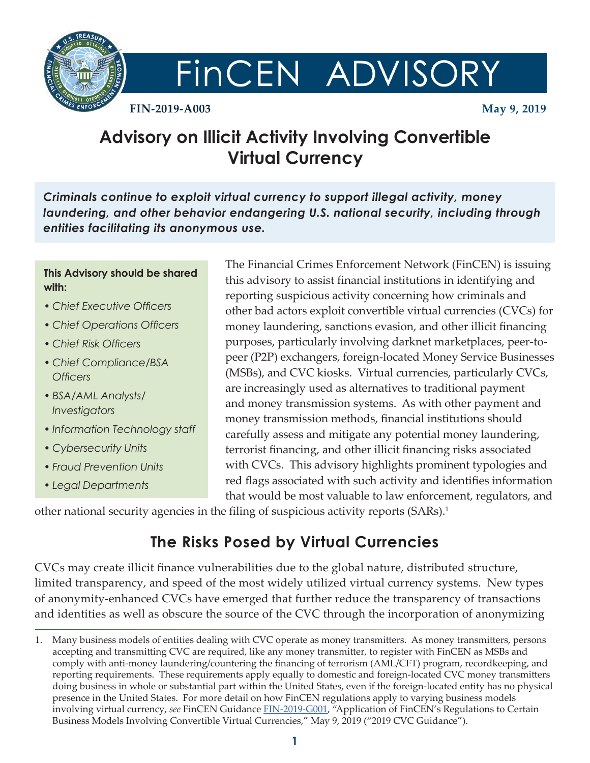# FinCEN ADVISORY

**FIN-2019-A003** **May 9, 2019**

## Advisory on Illicit Activity Involving Convertible Virtual Currency

***Criminals continue to exploit virtual currency to support illegal activity, money laundering, and other behavior endangering U.S. national security, including through entities facilitating its anonymous use.***

**This Advisory should be shared with:**

- *Chief Executive Officers*
- *Chief Operations Officers*
- *Chief Risk Officers*
- *Chief Compliance/BSA Officers*
- *BSA/AML Analysts/ Investigators*
- *Information Technology staff*
- *Cybersecurity Units*
- *Fraud Prevention Units*
- *Legal Departments*

The Financial Crimes Enforcement Network (FinCEN) is issuing this advisory to assist financial institutions in identifying and reporting suspicious activity concerning how criminals and other bad actors exploit convertible virtual currencies (CVCs) for money laundering, sanctions evasion, and other illicit financing purposes, particularly involving darknet marketplaces, peer-to-peer (P2P) exchangers, foreign-located Money Service Businesses (MSBs), and CVC kiosks. Virtual currencies, particularly CVCs, are increasingly used as alternatives to traditional payment and money transmission systems. As with other payment and money transmission methods, financial institutions should carefully assess and mitigate any potential money laundering, terrorist financing, and other illicit financing risks associated with CVCs. This advisory highlights prominent typologies and red flags associated with such activity and identifies information that would be most valuable to law enforcement, regulators, and other national security agencies in the filing of suspicious activity reports (SARs).[1]

## The Risks Posed by Virtual Currencies

CVCs may create illicit finance vulnerabilities due to the global nature, distributed structure, limited transparency, and speed of the most widely utilized virtual currency systems. New types of anonymity-enhanced CVCs have emerged that further reduce the transparency of transactions and identities as well as obscure the source of the CVC through the incorporation of anonymizing

1. Many business models of entities dealing with CVC operate as money transmitters. As money transmitters, persons accepting and transmitting CVC are required, like any money transmitter, to register with FinCEN as MSBs and comply with anti-money laundering/countering the financing of terrorism (AML/CFT) program, recordkeeping, and reporting requirements. These requirements apply equally to domestic and foreign-located CVC money transmitters doing business in whole or substantial part within the United States, even if the foreign-located entity has no physical presence in the United States. For more detail on how FinCEN regulations apply to varying business models involving virtual currency, *see* FinCEN Guidance FIN-2019-G001, "Application of FinCEN's Regulations to Certain Business Models Involving Convertible Virtual Currencies," May 9, 2019 ("2019 CVC Guidance").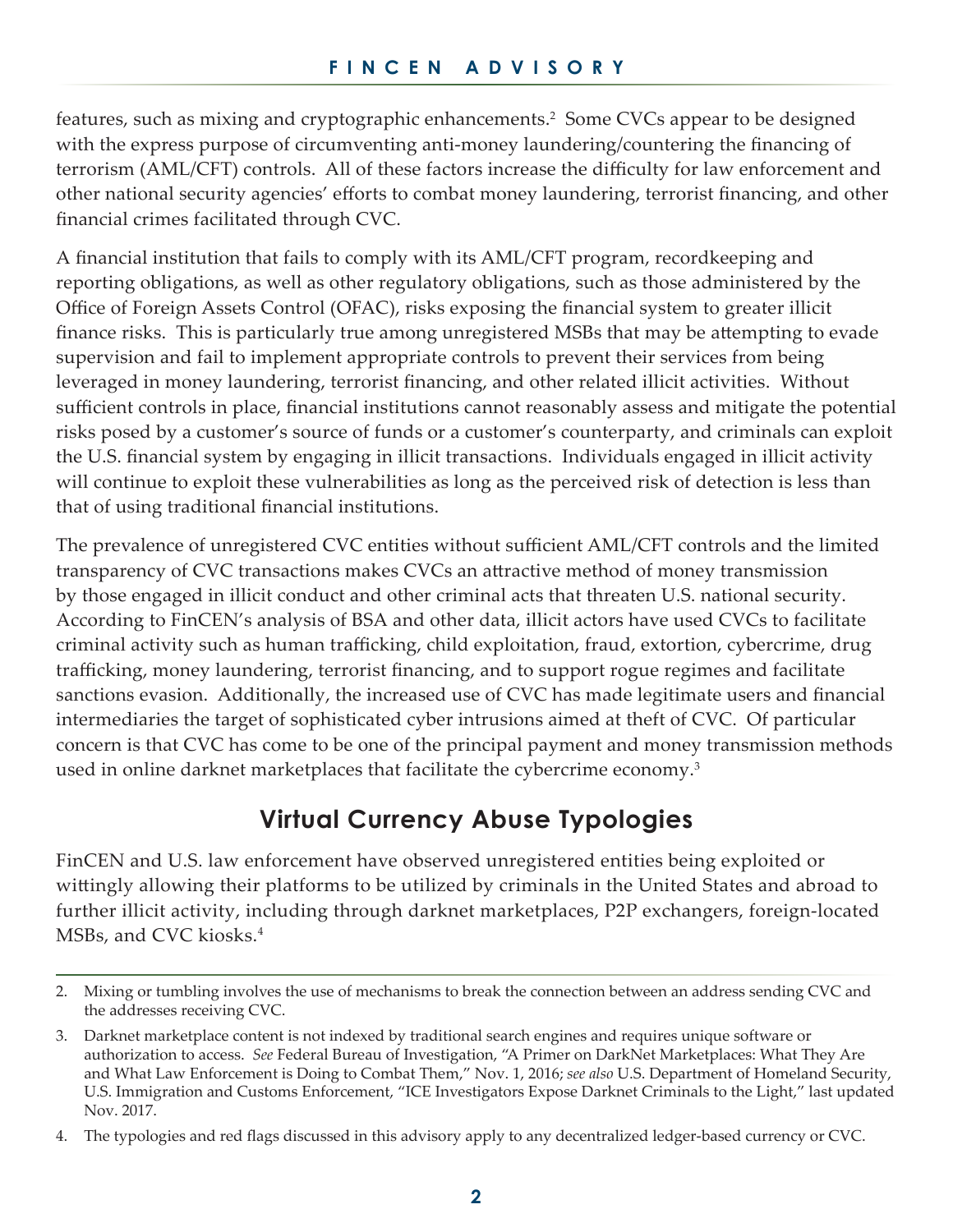features, such as mixing and cryptographic enhancements.[2] Some CVCs appear to be designed with the express purpose of circumventing anti-money laundering/countering the financing of terrorism (AML/CFT) controls. All of these factors increase the difficulty for law enforcement and other national security agencies' efforts to combat money laundering, terrorist financing, and other financial crimes facilitated through CVC.

A financial institution that fails to comply with its AML/CFT program, recordkeeping and reporting obligations, as well as other regulatory obligations, such as those administered by the Office of Foreign Assets Control (OFAC), risks exposing the financial system to greater illicit finance risks. This is particularly true among unregistered MSBs that may be attempting to evade supervision and fail to implement appropriate controls to prevent their services from being leveraged in money laundering, terrorist financing, and other related illicit activities. Without sufficient controls in place, financial institutions cannot reasonably assess and mitigate the potential risks posed by a customer's source of funds or a customer's counterparty, and criminals can exploit the U.S. financial system by engaging in illicit transactions. Individuals engaged in illicit activity will continue to exploit these vulnerabilities as long as the perceived risk of detection is less than that of using traditional financial institutions.

The prevalence of unregistered CVC entities without sufficient AML/CFT controls and the limited transparency of CVC transactions makes CVCs an attractive method of money transmission by those engaged in illicit conduct and other criminal acts that threaten U.S. national security. According to FinCEN's analysis of BSA and other data, illicit actors have used CVCs to facilitate criminal activity such as human trafficking, child exploitation, fraud, extortion, cybercrime, drug trafficking, money laundering, terrorist financing, and to support rogue regimes and facilitate sanctions evasion. Additionally, the increased use of CVC has made legitimate users and financial intermediaries the target of sophisticated cyber intrusions aimed at theft of CVC. Of particular concern is that CVC has come to be one of the principal payment and money transmission methods used in online darknet marketplaces that facilitate the cybercrime economy.[3]

## Virtual Currency Abuse Typologies

FinCEN and U.S. law enforcement have observed unregistered entities being exploited or wittingly allowing their platforms to be utilized by criminals in the United States and abroad to further illicit activity, including through darknet marketplaces, P2P exchangers, foreign-located MSBs, and CVC kiosks.[4]

---

2. Mixing or tumbling involves the use of mechanisms to break the connection between an address sending CVC and the addresses receiving CVC.

3. Darknet marketplace content is not indexed by traditional search engines and requires unique software or authorization to access. *See* Federal Bureau of Investigation, "A Primer on DarkNet Marketplaces: What They Are and What Law Enforcement is Doing to Combat Them," Nov. 1, 2016; *see also* U.S. Department of Homeland Security, U.S. Immigration and Customs Enforcement, "ICE Investigators Expose Darknet Criminals to the Light," last updated Nov. 2017.

4. The typologies and red flags discussed in this advisory apply to any decentralized ledger-based currency or CVC.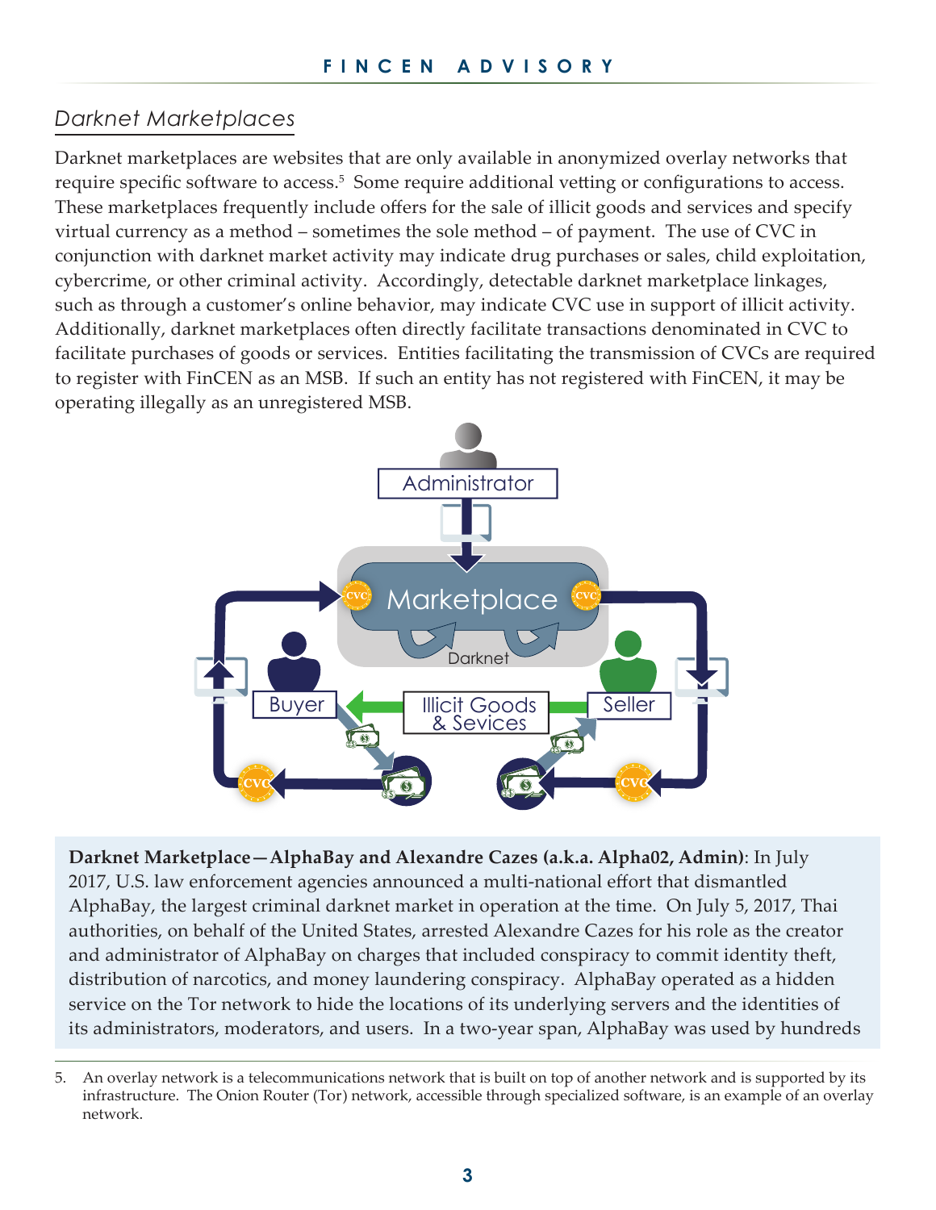## *Darknet Marketplaces*

Darknet marketplaces are websites that are only available in anonymized overlay networks that require specific software to access.[5] Some require additional vetting or configurations to access. These marketplaces frequently include offers for the sale of illicit goods and services and specify virtual currency as a method – sometimes the sole method – of payment. The use of CVC in conjunction with darknet market activity may indicate drug purchases or sales, child exploitation, cybercrime, or other criminal activity. Accordingly, detectable darknet marketplace linkages, such as through a customer's online behavior, may indicate CVC use in support of illicit activity. Additionally, darknet marketplaces often directly facilitate transactions denominated in CVC to facilitate purchases of goods or services. Entities facilitating the transmission of CVCs are required to register with FinCEN as an MSB. If such an entity has not registered with FinCEN, it may be operating illegally as an unregistered MSB.

Administrator

Marketplace

Darknet

Buyer

Illicit Goods & Sevices

Seller

**Darknet Marketplace—AlphaBay and Alexandre Cazes (a.k.a. Alpha02, Admin)**: In July 2017, U.S. law enforcement agencies announced a multi-national effort that dismantled AlphaBay, the largest criminal darknet market in operation at the time. On July 5, 2017, Thai authorities, on behalf of the United States, arrested Alexandre Cazes for his role as the creator and administrator of AlphaBay on charges that included conspiracy to commit identity theft, distribution of narcotics, and money laundering conspiracy. AlphaBay operated as a hidden service on the Tor network to hide the locations of its underlying servers and the identities of its administrators, moderators, and users. In a two-year span, AlphaBay was used by hundreds

5. An overlay network is a telecommunications network that is built on top of another network and is supported by its infrastructure. The Onion Router (Tor) network, accessible through specialized software, is an example of an overlay network.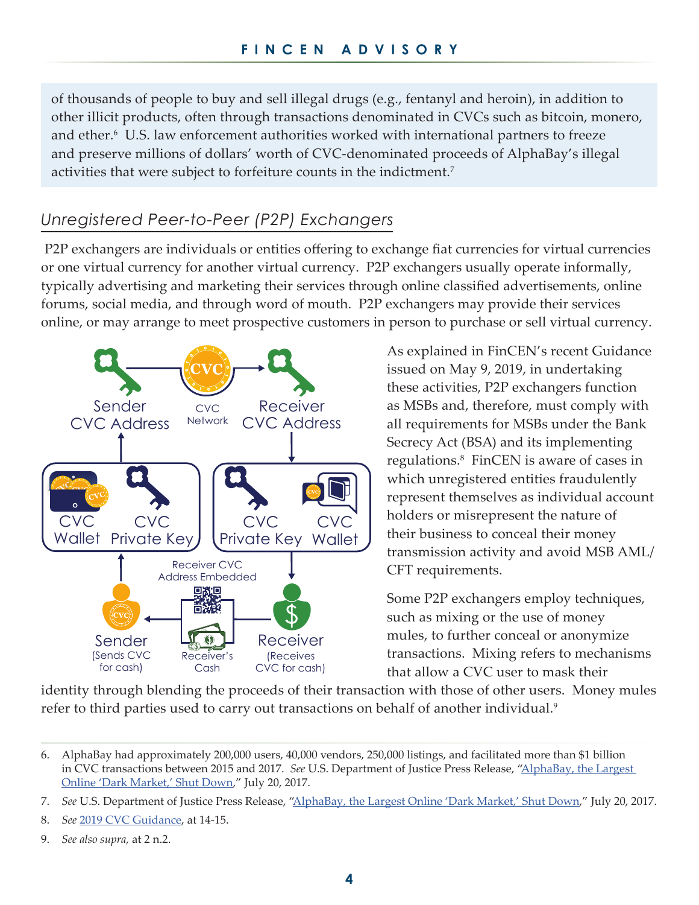of thousands of people to buy and sell illegal drugs (e.g., fentanyl and heroin), in addition to other illicit products, often through transactions denominated in CVCs such as bitcoin, monero, and ether.[6] U.S. law enforcement authorities worked with international partners to freeze and preserve millions of dollars' worth of CVC-denominated proceeds of AlphaBay's illegal activities that were subject to forfeiture counts in the indictment.[7]

## *Unregistered Peer-to-Peer (P2P) Exchangers*

P2P exchangers are individuals or entities offering to exchange fiat currencies for virtual currencies or one virtual currency for another virtual currency. P2P exchangers usually operate informally, typically advertising and marketing their services through online classified advertisements, online forums, social media, and through word of mouth. P2P exchangers may provide their services online, or may arrange to meet prospective customers in person to purchase or sell virtual currency.

As explained in FinCEN's recent Guidance issued on May 9, 2019, in undertaking these activities, P2P exchangers function as MSBs and, therefore, must comply with all requirements for MSBs under the Bank Secrecy Act (BSA) and its implementing regulations.[8] FinCEN is aware of cases in which unregistered entities fraudulently represent themselves as individual account holders or misrepresent the nature of their business to conceal their money transmission activity and avoid MSB AML/CFT requirements.

Some P2P exchangers employ techniques, such as mixing or the use of money mules, to further conceal or anonymize transactions. Mixing refers to mechanisms that allow a CVC user to mask their identity through blending the proceeds of their transaction with those of other users. Money mules refer to third parties used to carry out transactions on behalf of another individual.[9]

---

6. AlphaBay had approximately 200,000 users, 40,000 vendors, 250,000 listings, and facilitated more than $1 billion in CVC transactions between 2015 and 2017. *See* U.S. Department of Justice Press Release, "AlphaBay, the Largest Online 'Dark Market,' Shut Down," July 20, 2017.

7. *See* U.S. Department of Justice Press Release, "AlphaBay, the Largest Online 'Dark Market,' Shut Down," July 20, 2017.

8. *See* 2019 CVC Guidance, at 14-15.

9. *See also supra,* at 2 n.2.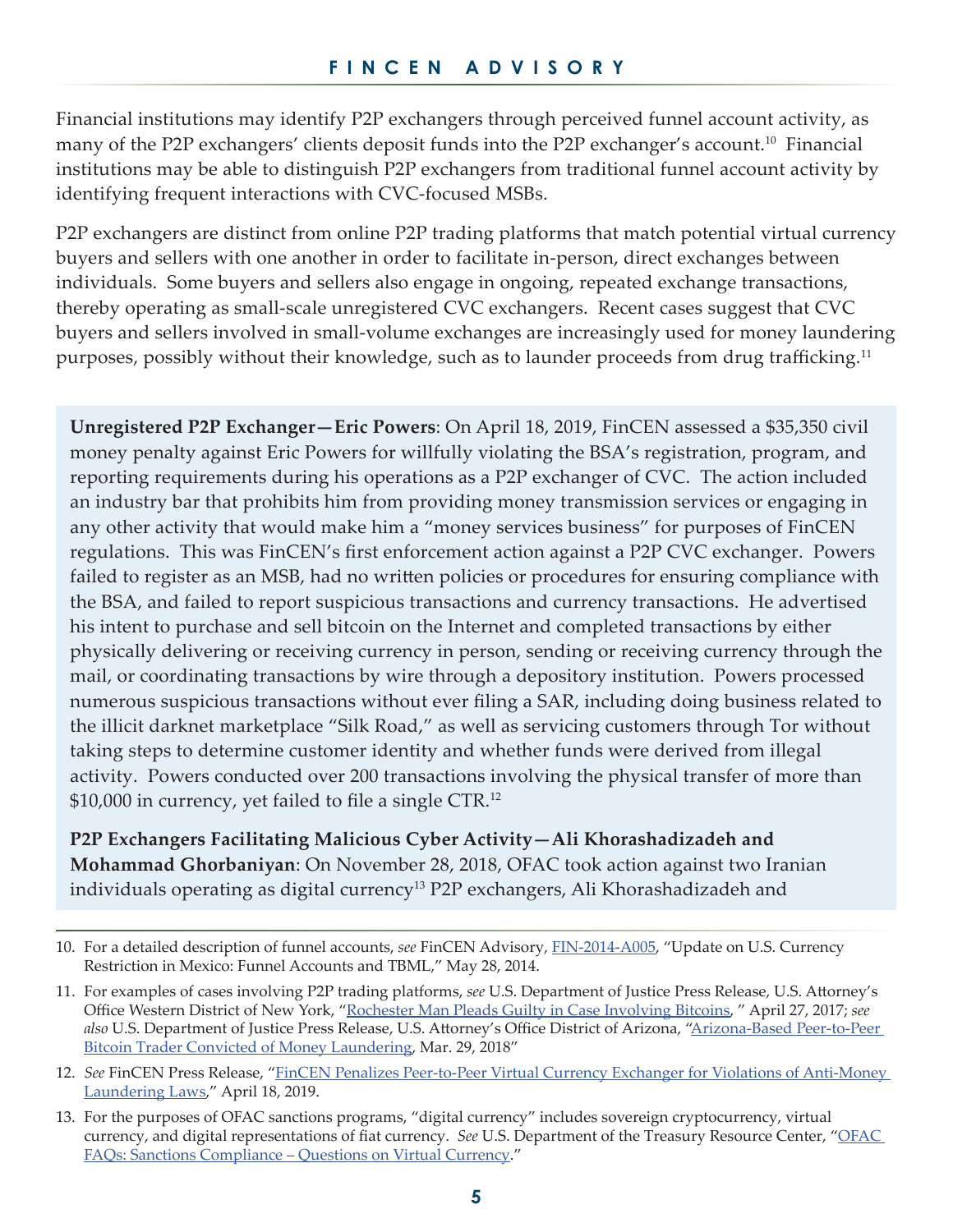Financial institutions may identify P2P exchangers through perceived funnel account activity, as many of the P2P exchangers' clients deposit funds into the P2P exchanger's account.[10] Financial institutions may be able to distinguish P2P exchangers from traditional funnel account activity by identifying frequent interactions with CVC-focused MSBs.

P2P exchangers are distinct from online P2P trading platforms that match potential virtual currency buyers and sellers with one another in order to facilitate in-person, direct exchanges between individuals. Some buyers and sellers also engage in ongoing, repeated exchange transactions, thereby operating as small-scale unregistered CVC exchangers. Recent cases suggest that CVC buyers and sellers involved in small-volume exchanges are increasingly used for money laundering purposes, possibly without their knowledge, such as to launder proceeds from drug trafficking.[11]

**Unregistered P2P Exchanger—Eric Powers**: On April 18, 2019, FinCEN assessed a $35,350 civil money penalty against Eric Powers for willfully violating the BSA's registration, program, and reporting requirements during his operations as a P2P exchanger of CVC. The action included an industry bar that prohibits him from providing money transmission services or engaging in any other activity that would make him a "money services business" for purposes of FinCEN regulations. This was FinCEN's first enforcement action against a P2P CVC exchanger. Powers failed to register as an MSB, had no written policies or procedures for ensuring compliance with the BSA, and failed to report suspicious transactions and currency transactions. He advertised his intent to purchase and sell bitcoin on the Internet and completed transactions by either physically delivering or receiving currency in person, sending or receiving currency through the mail, or coordinating transactions by wire through a depository institution. Powers processed numerous suspicious transactions without ever filing a SAR, including doing business related to the illicit darknet marketplace "Silk Road," as well as servicing customers through Tor without taking steps to determine customer identity and whether funds were derived from illegal activity. Powers conducted over 200 transactions involving the physical transfer of more than $10,000 in currency, yet failed to file a single CTR.[12]

**P2P Exchangers Facilitating Malicious Cyber Activity—Ali Khorashadizadeh and Mohammad Ghorbaniyan**: On November 28, 2018, OFAC took action against two Iranian individuals operating as digital currency[13] P2P exchangers, Ali Khorashadizadeh and

---

10. For a detailed description of funnel accounts, *see* FinCEN Advisory, FIN-2014-A005, "Update on U.S. Currency Restriction in Mexico: Funnel Accounts and TBML," May 28, 2014.

11. For examples of cases involving P2P trading platforms, *see* U.S. Department of Justice Press Release, U.S. Attorney's Office Western District of New York, "Rochester Man Pleads Guilty in Case Involving Bitcoins, " April 27, 2017; *see also* U.S. Department of Justice Press Release, U.S. Attorney's Office District of Arizona, "Arizona-Based Peer-to-Peer Bitcoin Trader Convicted of Money Laundering, Mar. 29, 2018"

12. *See* FinCEN Press Release, "FinCEN Penalizes Peer-to-Peer Virtual Currency Exchanger for Violations of Anti-Money Laundering Laws," April 18, 2019.

13. For the purposes of OFAC sanctions programs, "digital currency" includes sovereign cryptocurrency, virtual currency, and digital representations of fiat currency. *See* U.S. Department of the Treasury Resource Center, "OFAC FAQs: Sanctions Compliance – Questions on Virtual Currency."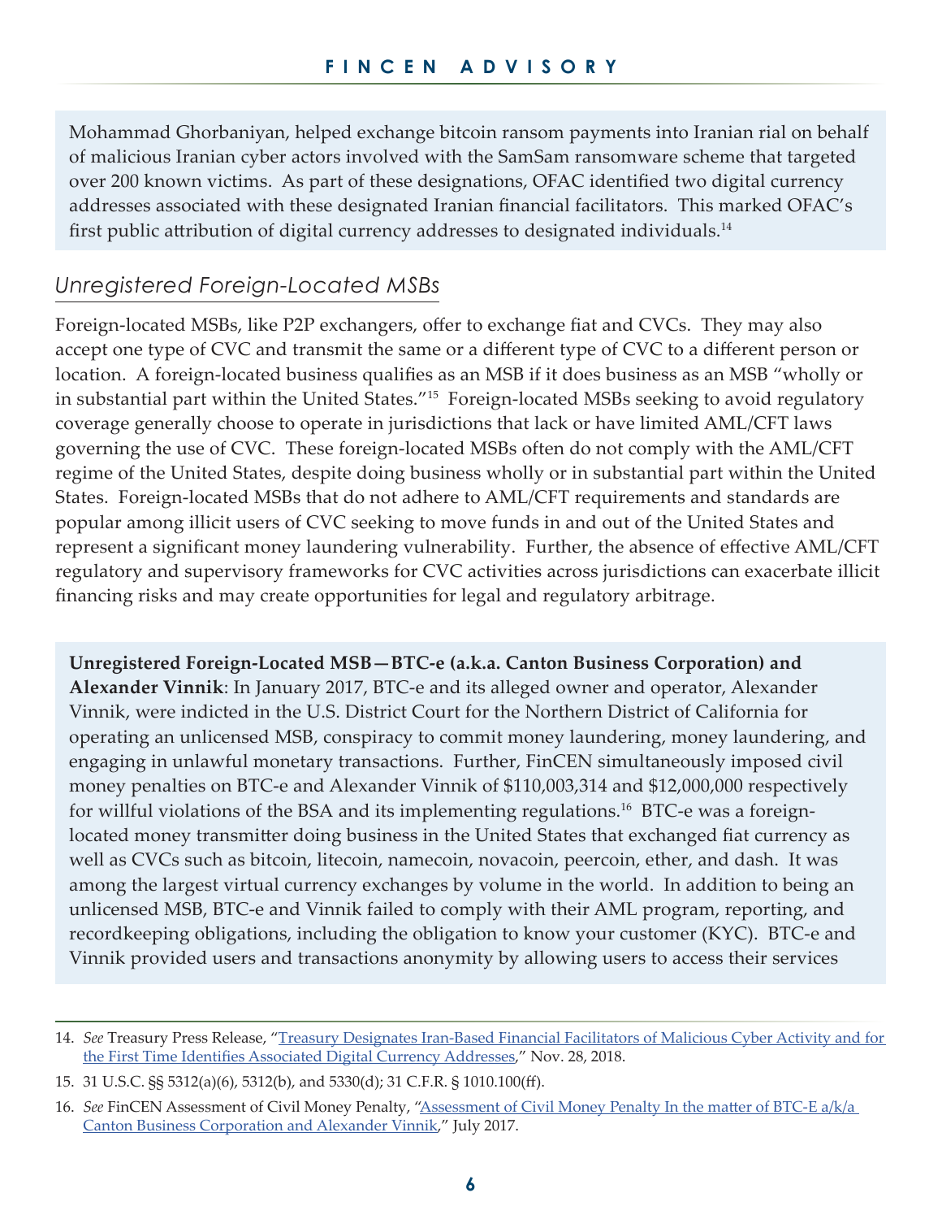Mohammad Ghorbaniyan, helped exchange bitcoin ransom payments into Iranian rial on behalf of malicious Iranian cyber actors involved with the SamSam ransomware scheme that targeted over 200 known victims. As part of these designations, OFAC identified two digital currency addresses associated with these designated Iranian financial facilitators. This marked OFAC's first public attribution of digital currency addresses to designated individuals.[14]

## *Unregistered Foreign-Located MSBs*

Foreign-located MSBs, like P2P exchangers, offer to exchange fiat and CVCs. They may also accept one type of CVC and transmit the same or a different type of CVC to a different person or location. A foreign-located business qualifies as an MSB if it does business as an MSB "wholly or in substantial part within the United States."[15] Foreign-located MSBs seeking to avoid regulatory coverage generally choose to operate in jurisdictions that lack or have limited AML/CFT laws governing the use of CVC. These foreign-located MSBs often do not comply with the AML/CFT regime of the United States, despite doing business wholly or in substantial part within the United States. Foreign-located MSBs that do not adhere to AML/CFT requirements and standards are popular among illicit users of CVC seeking to move funds in and out of the United States and represent a significant money laundering vulnerability. Further, the absence of effective AML/CFT regulatory and supervisory frameworks for CVC activities across jurisdictions can exacerbate illicit financing risks and may create opportunities for legal and regulatory arbitrage.

**Unregistered Foreign-Located MSB—BTC-e (a.k.a. Canton Business Corporation) and Alexander Vinnik**: In January 2017, BTC-e and its alleged owner and operator, Alexander Vinnik, were indicted in the U.S. District Court for the Northern District of California for operating an unlicensed MSB, conspiracy to commit money laundering, money laundering, and engaging in unlawful monetary transactions. Further, FinCEN simultaneously imposed civil money penalties on BTC-e and Alexander Vinnik of $110,003,314 and $12,000,000 respectively for willful violations of the BSA and its implementing regulations.[16] BTC-e was a foreign-located money transmitter doing business in the United States that exchanged fiat currency as well as CVCs such as bitcoin, litecoin, namecoin, novacoin, peercoin, ether, and dash. It was among the largest virtual currency exchanges by volume in the world. In addition to being an unlicensed MSB, BTC-e and Vinnik failed to comply with their AML program, reporting, and recordkeeping obligations, including the obligation to know your customer (KYC). BTC-e and Vinnik provided users and transactions anonymity by allowing users to access their services

---

14. *See* Treasury Press Release, "Treasury Designates Iran-Based Financial Facilitators of Malicious Cyber Activity and for the First Time Identifies Associated Digital Currency Addresses," Nov. 28, 2018.
15. 31 U.S.C. §§ 5312(a)(6), 5312(b), and 5330(d); 31 C.F.R. § 1010.100(ff).
16. *See* FinCEN Assessment of Civil Money Penalty, "Assessment of Civil Money Penalty In the matter of BTC-E a/k/a Canton Business Corporation and Alexander Vinnik," July 2017.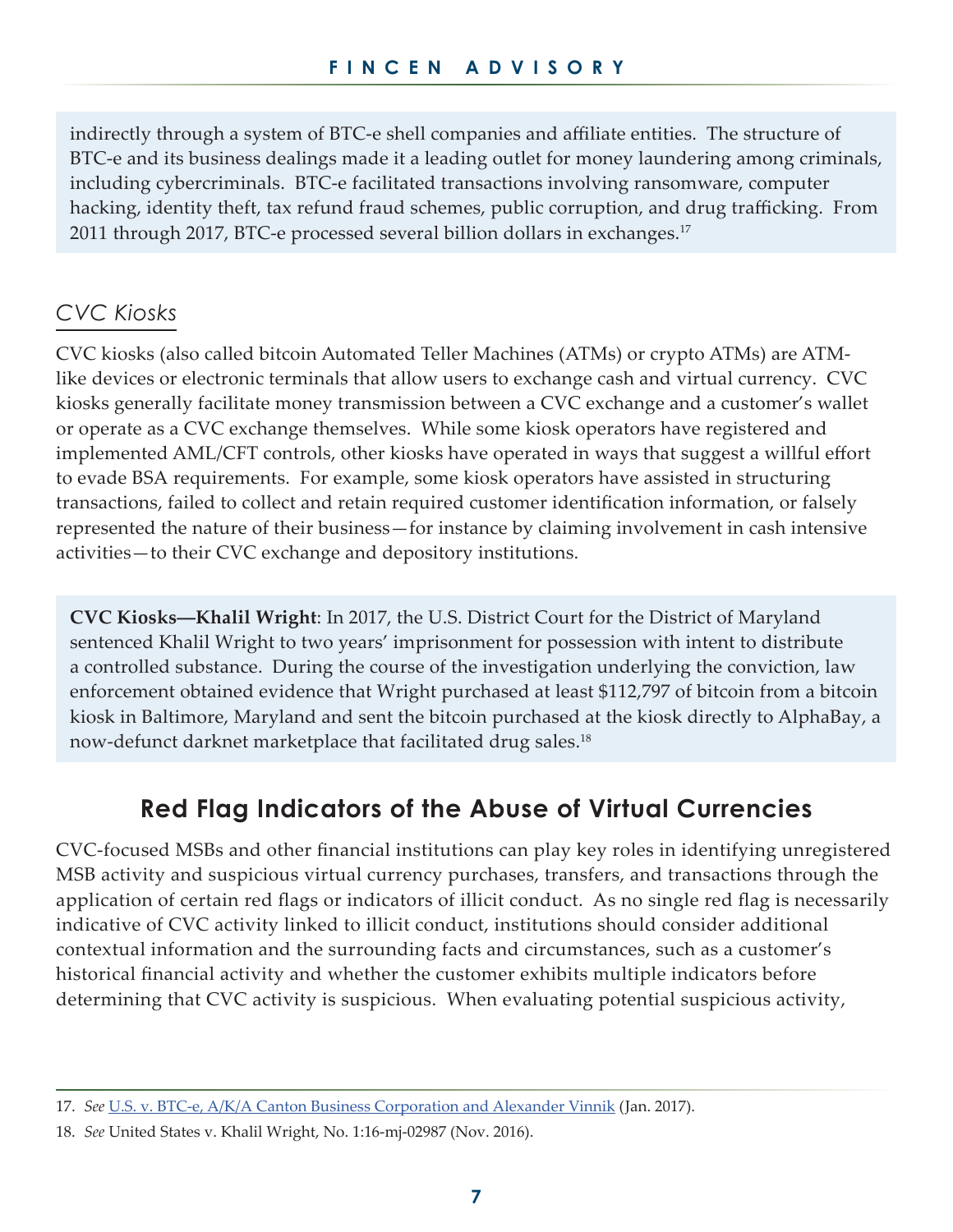indirectly through a system of BTC-e shell companies and affiliate entities. The structure of BTC-e and its business dealings made it a leading outlet for money laundering among criminals, including cybercriminals. BTC-e facilitated transactions involving ransomware, computer hacking, identity theft, tax refund fraud schemes, public corruption, and drug trafficking. From 2011 through 2017, BTC-e processed several billion dollars in exchanges.[17]

### *CVC Kiosks*

CVC kiosks (also called bitcoin Automated Teller Machines (ATMs) or crypto ATMs) are ATM-like devices or electronic terminals that allow users to exchange cash and virtual currency. CVC kiosks generally facilitate money transmission between a CVC exchange and a customer's wallet or operate as a CVC exchange themselves. While some kiosk operators have registered and implemented AML/CFT controls, other kiosks have operated in ways that suggest a willful effort to evade BSA requirements. For example, some kiosk operators have assisted in structuring transactions, failed to collect and retain required customer identification information, or falsely represented the nature of their business—for instance by claiming involvement in cash intensive activities—to their CVC exchange and depository institutions.

**CVC Kiosks—Khalil Wright**: In 2017, the U.S. District Court for the District of Maryland sentenced Khalil Wright to two years' imprisonment for possession with intent to distribute a controlled substance. During the course of the investigation underlying the conviction, law enforcement obtained evidence that Wright purchased at least $112,797 of bitcoin from a bitcoin kiosk in Baltimore, Maryland and sent the bitcoin purchased at the kiosk directly to AlphaBay, a now-defunct darknet marketplace that facilitated drug sales.[18]

## Red Flag Indicators of the Abuse of Virtual Currencies

CVC-focused MSBs and other financial institutions can play key roles in identifying unregistered MSB activity and suspicious virtual currency purchases, transfers, and transactions through the application of certain red flags or indicators of illicit conduct. As no single red flag is necessarily indicative of CVC activity linked to illicit conduct, institutions should consider additional contextual information and the surrounding facts and circumstances, such as a customer's historical financial activity and whether the customer exhibits multiple indicators before determining that CVC activity is suspicious. When evaluating potential suspicious activity,

---

17. *See* U.S. v. BTC-e, A/K/A Canton Business Corporation and Alexander Vinnik (Jan. 2017).

18. *See* United States v. Khalil Wright, No. 1:16-mj-02987 (Nov. 2016).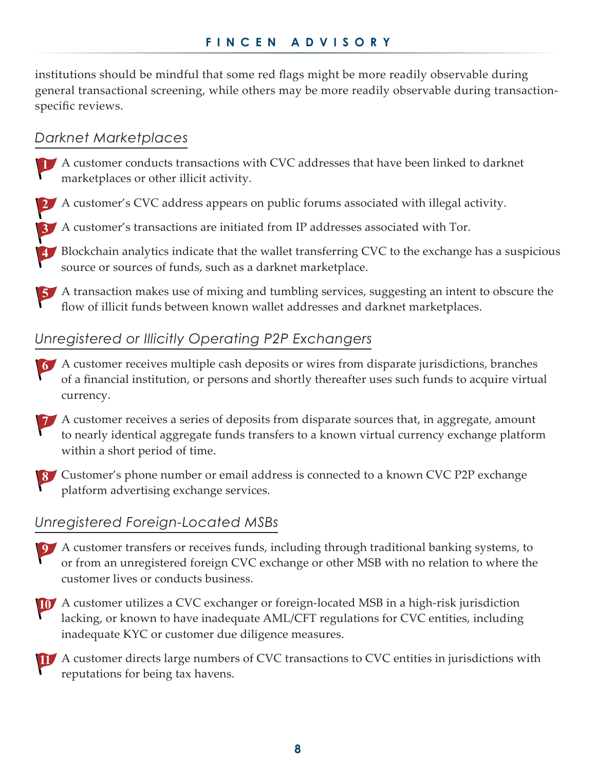institutions should be mindful that some red flags might be more readily observable during general transactional screening, while others may be more readily observable during transaction-specific reviews.

### *Darknet Marketplaces*

1. A customer conducts transactions with CVC addresses that have been linked to darknet marketplaces or other illicit activity.
2. A customer's CVC address appears on public forums associated with illegal activity.
3. A customer's transactions are initiated from IP addresses associated with Tor.
4. Blockchain analytics indicate that the wallet transferring CVC to the exchange has a suspicious source or sources of funds, such as a darknet marketplace.
5. A transaction makes use of mixing and tumbling services, suggesting an intent to obscure the flow of illicit funds between known wallet addresses and darknet marketplaces.

### *Unregistered or Illicitly Operating P2P Exchangers*

6. A customer receives multiple cash deposits or wires from disparate jurisdictions, branches of a financial institution, or persons and shortly thereafter uses such funds to acquire virtual currency.
7. A customer receives a series of deposits from disparate sources that, in aggregate, amount to nearly identical aggregate funds transfers to a known virtual currency exchange platform within a short period of time.
8. Customer's phone number or email address is connected to a known CVC P2P exchange platform advertising exchange services.

### *Unregistered Foreign-Located MSBs*

9. A customer transfers or receives funds, including through traditional banking systems, to or from an unregistered foreign CVC exchange or other MSB with no relation to where the customer lives or conducts business.
10. A customer utilizes a CVC exchanger or foreign-located MSB in a high-risk jurisdiction lacking, or known to have inadequate AML/CFT regulations for CVC entities, including inadequate KYC or customer due diligence measures.
11. A customer directs large numbers of CVC transactions to CVC entities in jurisdictions with reputations for being tax havens.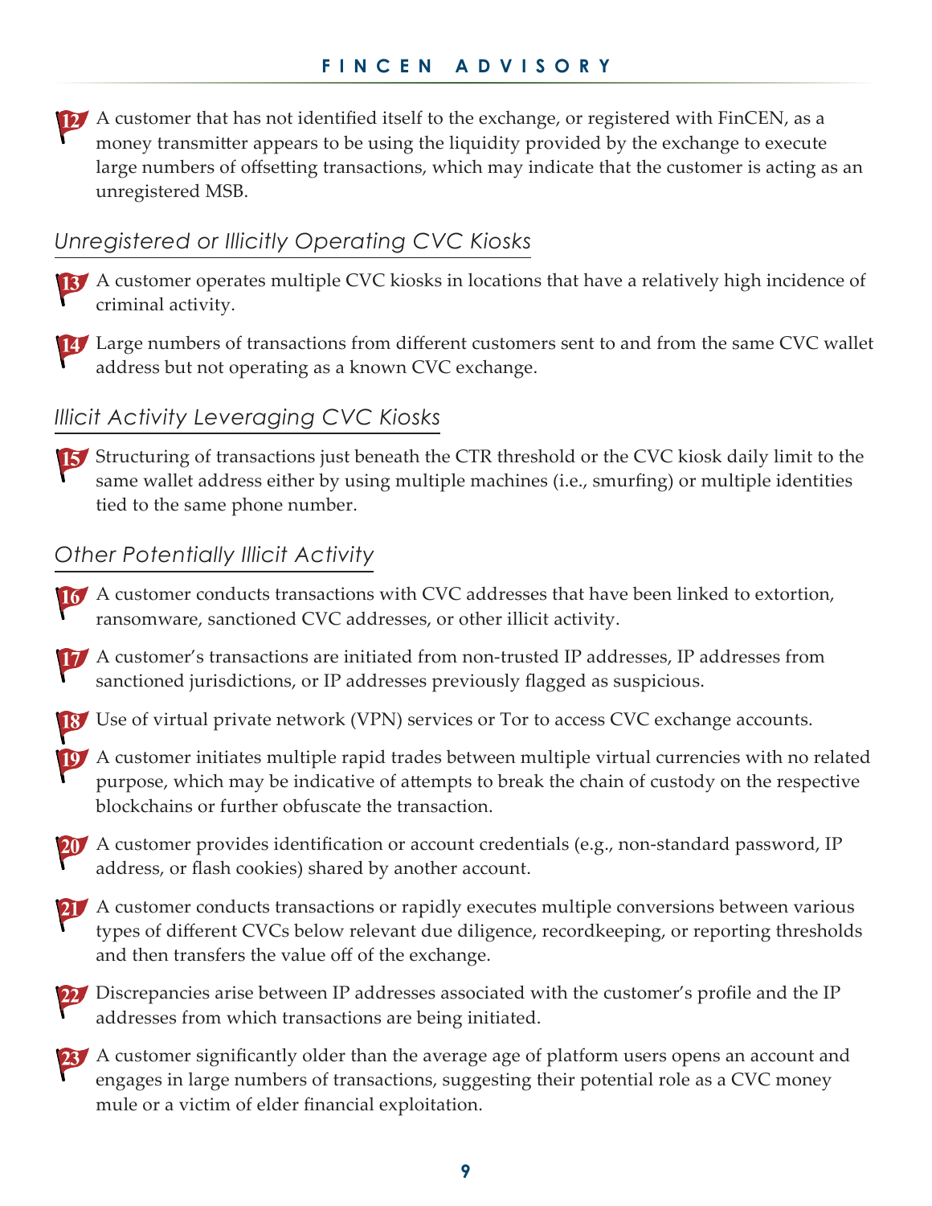12. A customer that has not identified itself to the exchange, or registered with FinCEN, as a money transmitter appears to be using the liquidity provided by the exchange to execute large numbers of offsetting transactions, which may indicate that the customer is acting as an unregistered MSB.

### *Unregistered or Illicitly Operating CVC Kiosks*

13. A customer operates multiple CVC kiosks in locations that have a relatively high incidence of criminal activity.

14. Large numbers of transactions from different customers sent to and from the same CVC wallet address but not operating as a known CVC exchange.

### *Illicit Activity Leveraging CVC Kiosks*

15. Structuring of transactions just beneath the CTR threshold or the CVC kiosk daily limit to the same wallet address either by using multiple machines (i.e., smurfing) or multiple identities tied to the same phone number.

### *Other Potentially Illicit Activity*

16. A customer conducts transactions with CVC addresses that have been linked to extortion, ransomware, sanctioned CVC addresses, or other illicit activity.

17. A customer's transactions are initiated from non-trusted IP addresses, IP addresses from sanctioned jurisdictions, or IP addresses previously flagged as suspicious.

18. Use of virtual private network (VPN) services or Tor to access CVC exchange accounts.

19. A customer initiates multiple rapid trades between multiple virtual currencies with no related purpose, which may be indicative of attempts to break the chain of custody on the respective blockchains or further obfuscate the transaction.

20. A customer provides identification or account credentials (e.g., non-standard password, IP address, or flash cookies) shared by another account.

21. A customer conducts transactions or rapidly executes multiple conversions between various types of different CVCs below relevant due diligence, recordkeeping, or reporting thresholds and then transfers the value off of the exchange.

22. Discrepancies arise between IP addresses associated with the customer's profile and the IP addresses from which transactions are being initiated.

23. A customer significantly older than the average age of platform users opens an account and engages in large numbers of transactions, suggesting their potential role as a CVC money mule or a victim of elder financial exploitation.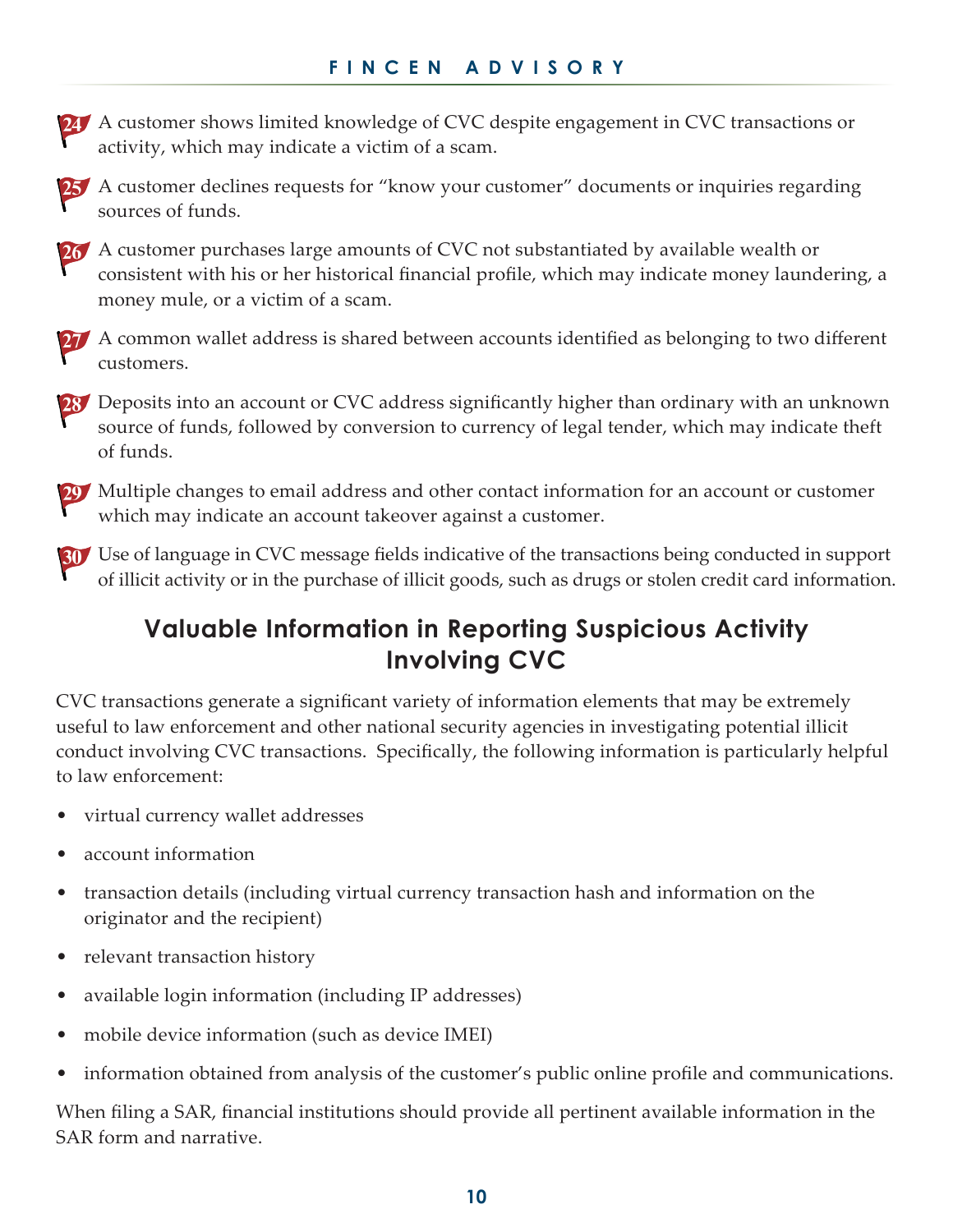24. A customer shows limited knowledge of CVC despite engagement in CVC transactions or activity, which may indicate a victim of a scam.

25. A customer declines requests for "know your customer" documents or inquiries regarding sources of funds.

26. A customer purchases large amounts of CVC not substantiated by available wealth or consistent with his or her historical financial profile, which may indicate money laundering, a money mule, or a victim of a scam.

27. A common wallet address is shared between accounts identified as belonging to two different customers.

28. Deposits into an account or CVC address significantly higher than ordinary with an unknown source of funds, followed by conversion to currency of legal tender, which may indicate theft of funds.

29. Multiple changes to email address and other contact information for an account or customer which may indicate an account takeover against a customer.

30. Use of language in CVC message fields indicative of the transactions being conducted in support of illicit activity or in the purchase of illicit goods, such as drugs or stolen credit card information.

## Valuable Information in Reporting Suspicious Activity Involving CVC

CVC transactions generate a significant variety of information elements that may be extremely useful to law enforcement and other national security agencies in investigating potential illicit conduct involving CVC transactions. Specifically, the following information is particularly helpful to law enforcement:

- virtual currency wallet addresses
- account information
- transaction details (including virtual currency transaction hash and information on the originator and the recipient)
- relevant transaction history
- available login information (including IP addresses)
- mobile device information (such as device IMEI)
- information obtained from analysis of the customer's public online profile and communications.

When filing a SAR, financial institutions should provide all pertinent available information in the SAR form and narrative.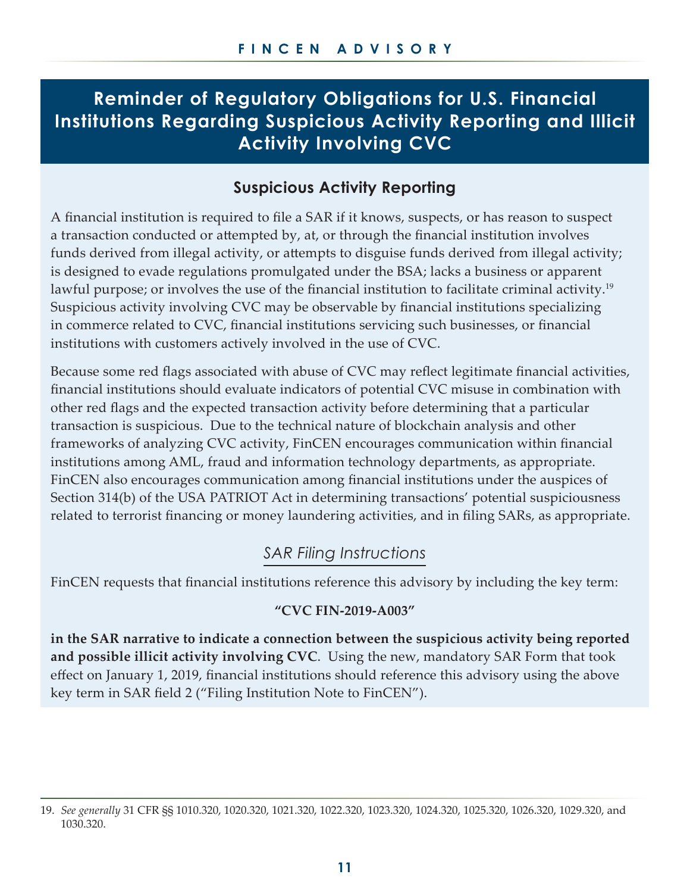# Reminder of Regulatory Obligations for U.S. Financial Institutions Regarding Suspicious Activity Reporting and Illicit Activity Involving CVC

## Suspicious Activity Reporting

A financial institution is required to file a SAR if it knows, suspects, or has reason to suspect a transaction conducted or attempted by, at, or through the financial institution involves funds derived from illegal activity, or attempts to disguise funds derived from illegal activity; is designed to evade regulations promulgated under the BSA; lacks a business or apparent lawful purpose; or involves the use of the financial institution to facilitate criminal activity.[19] Suspicious activity involving CVC may be observable by financial institutions specializing in commerce related to CVC, financial institutions servicing such businesses, or financial institutions with customers actively involved in the use of CVC.

Because some red flags associated with abuse of CVC may reflect legitimate financial activities, financial institutions should evaluate indicators of potential CVC misuse in combination with other red flags and the expected transaction activity before determining that a particular transaction is suspicious. Due to the technical nature of blockchain analysis and other frameworks of analyzing CVC activity, FinCEN encourages communication within financial institutions among AML, fraud and information technology departments, as appropriate. FinCEN also encourages communication among financial institutions under the auspices of Section 314(b) of the USA PATRIOT Act in determining transactions' potential suspiciousness related to terrorist financing or money laundering activities, and in filing SARs, as appropriate.

### *SAR Filing Instructions*

FinCEN requests that financial institutions reference this advisory by including the key term:

**"CVC FIN-2019-A003"**

**in the SAR narrative to indicate a connection between the suspicious activity being reported and possible illicit activity involving CVC**. Using the new, mandatory SAR Form that took effect on January 1, 2019, financial institutions should reference this advisory using the above key term in SAR field 2 ("Filing Institution Note to FinCEN").

---

19. *See generally* 31 CFR §§ 1010.320, 1020.320, 1021.320, 1022.320, 1023.320, 1024.320, 1025.320, 1026.320, 1029.320, and 1030.320.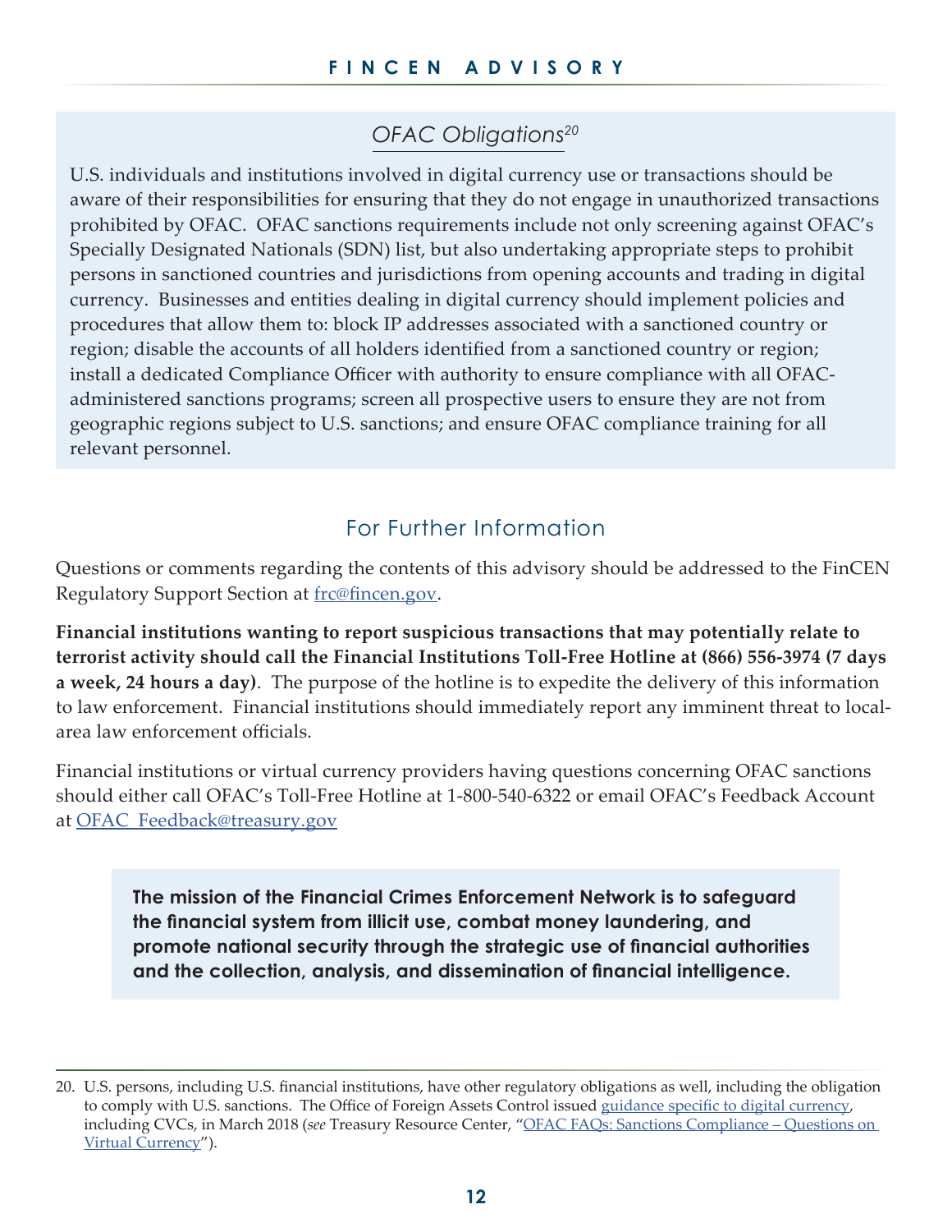## *OFAC Obligations*[20]

U.S. individuals and institutions involved in digital currency use or transactions should be aware of their responsibilities for ensuring that they do not engage in unauthorized transactions prohibited by OFAC. OFAC sanctions requirements include not only screening against OFAC's Specially Designated Nationals (SDN) list, but also undertaking appropriate steps to prohibit persons in sanctioned countries and jurisdictions from opening accounts and trading in digital currency. Businesses and entities dealing in digital currency should implement policies and procedures that allow them to: block IP addresses associated with a sanctioned country or region; disable the accounts of all holders identified from a sanctioned country or region; install a dedicated Compliance Officer with authority to ensure compliance with all OFAC-administered sanctions programs; screen all prospective users to ensure they are not from geographic regions subject to U.S. sanctions; and ensure OFAC compliance training for all relevant personnel.

## For Further Information

Questions or comments regarding the contents of this advisory should be addressed to the FinCEN Regulatory Support Section at frc@fincen.gov.

**Financial institutions wanting to report suspicious transactions that may potentially relate to terrorist activity should call the Financial Institutions Toll-Free Hotline at (866) 556-3974 (7 days a week, 24 hours a day)**. The purpose of the hotline is to expedite the delivery of this information to law enforcement. Financial institutions should immediately report any imminent threat to local-area law enforcement officials.

Financial institutions or virtual currency providers having questions concerning OFAC sanctions should either call OFAC's Toll-Free Hotline at 1-800-540-6322 or email OFAC's Feedback Account at OFAC_Feedback@treasury.gov

**The mission of the Financial Crimes Enforcement Network is to safeguard the financial system from illicit use, combat money laundering, and promote national security through the strategic use of financial authorities and the collection, analysis, and dissemination of financial intelligence.**

---

20. U.S. persons, including U.S. financial institutions, have other regulatory obligations as well, including the obligation to comply with U.S. sanctions. The Office of Foreign Assets Control issued guidance specific to digital currency, including CVCs, in March 2018 (*see* Treasury Resource Center, "OFAC FAQs: Sanctions Compliance – Questions on Virtual Currency").